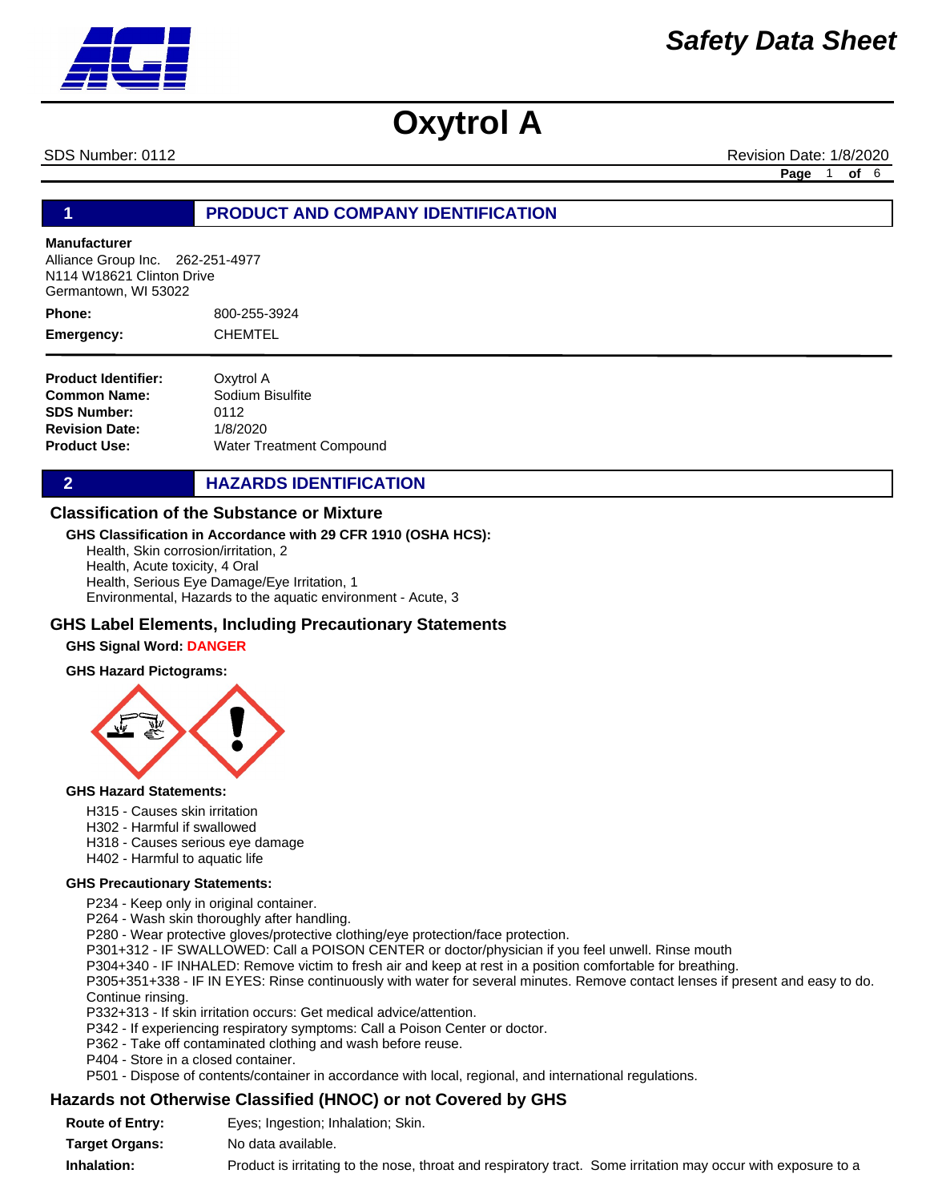# Oxytrol A

SDS Number: 0112 Revision Date: 1/8/2020

## 1 PRODUCT AND COMPANY IDENTIFICATION

**Manufacturer**
Alliance Group Inc. 262-251-4977
N114 W18621 Clinton Drive
Germantown, WI 53022

**Phone:** 800-255-3924
**Emergency:** CHEMTEL

**Product Identifier:** Oxytrol A
**Common Name:** Sodium Bisulfite
**SDS Number:** 0112
**Revision Date:** 1/8/2020
**Product Use:** Water Treatment Compound

## 2 HAZARDS IDENTIFICATION

### Classification of the Substance or Mixture

**GHS Classification in Accordance with 29 CFR 1910 (OSHA HCS):**

Health, Skin corrosion/irritation, 2
Health, Acute toxicity, 4 Oral
Health, Serious Eye Damage/Eye Irritation, 1
Environmental, Hazards to the aquatic environment - Acute, 3

### GHS Label Elements, Including Precautionary Statements

**GHS Signal Word:** DANGER

**GHS Hazard Pictograms:**

**GHS Hazard Statements:**

H315 - Causes skin irritation
H302 - Harmful if swallowed
H318 - Causes serious eye damage
H402 - Harmful to aquatic life

**GHS Precautionary Statements:**

P234 - Keep only in original container.
P264 - Wash skin thoroughly after handling.
P280 - Wear protective gloves/protective clothing/eye protection/face protection.
P301+312 - IF SWALLOWED: Call a POISON CENTER or doctor/physician if you feel unwell. Rinse mouth
P304+340 - IF INHALED: Remove victim to fresh air and keep at rest in a position comfortable for breathing.
P305+351+338 - IF IN EYES: Rinse continuously with water for several minutes. Remove contact lenses if present and easy to do. Continue rinsing.
P332+313 - If skin irritation occurs: Get medical advice/attention.
P342 - If experiencing respiratory symptoms: Call a Poison Center or doctor.
P362 - Take off contaminated clothing and wash before reuse.
P404 - Store in a closed container.
P501 - Dispose of contents/container in accordance with local, regional, and international regulations.

### Hazards not Otherwise Classified (HNOC) or not Covered by GHS

**Route of Entry:** Eyes; Ingestion; Inhalation; Skin.
**Target Organs:** No data available.
**Inhalation:** Product is irritating to the nose, throat and respiratory tract. Some irritation may occur with exposure to a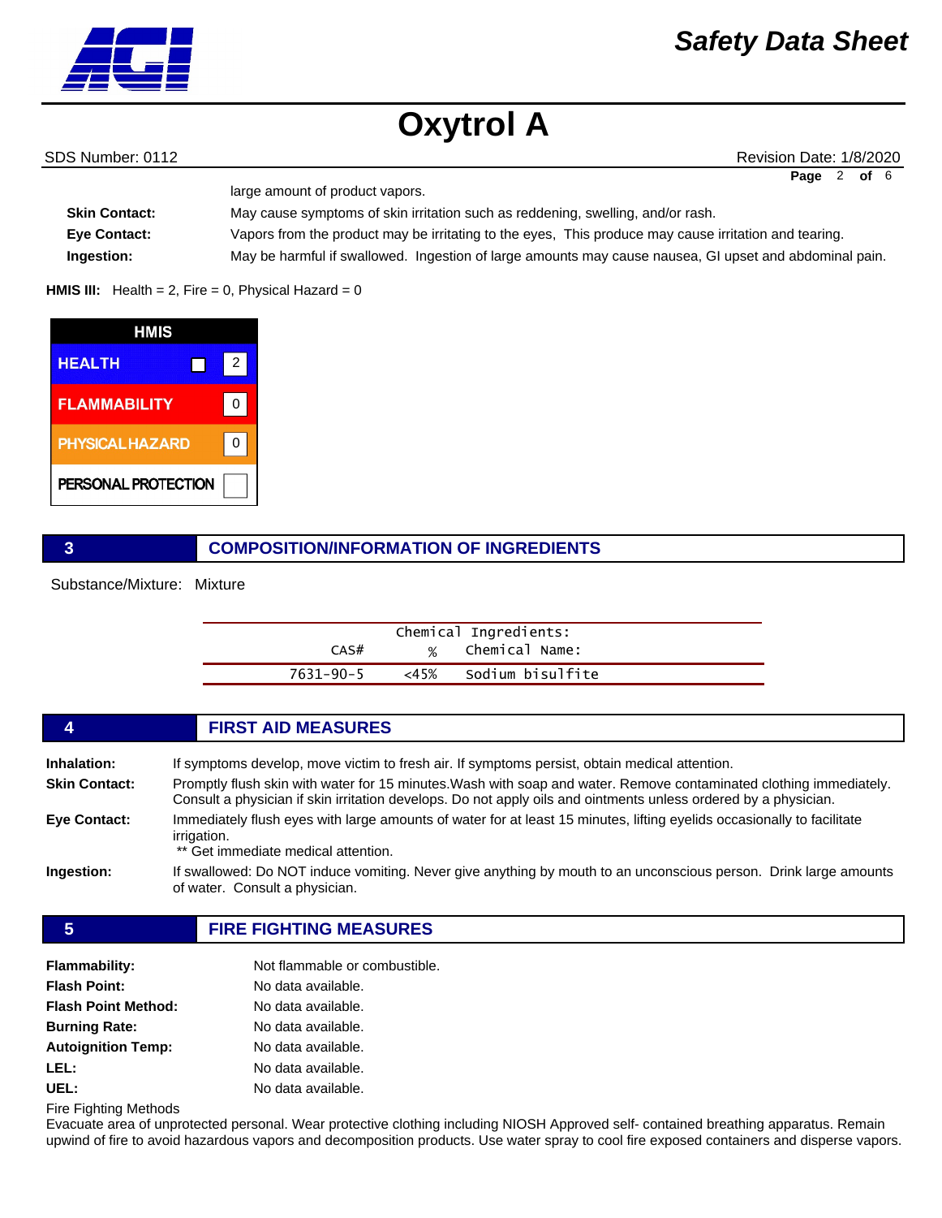large amount of product vapors.

| | |
|---|---|
| **Skin Contact:** | May cause symptoms of skin irritation such as reddening, swelling, and/or rash. |
| **Eye Contact:** | Vapors from the product may be irritating to the eyes, This produce may cause irritation and tearing. |
| **Ingestion:** | May be harmful if swallowed. Ingestion of large amounts may cause nausea, GI upset and abdominal pain. |

**HMIS III:** Health = 2, Fire = 0, Physical Hazard = 0

| HMIS | |
|---|---|
| HEALTH | 2 |
| FLAMMABILITY | 0 |
| PHYSICAL HAZARD | 0 |
| PERSONAL PROTECTION | |

## 3 COMPOSITION/INFORMATION OF INGREDIENTS

Substance/Mixture: Mixture

| Chemical Ingredients: | | |
|---|---|---|
| CAS# | % | Chemical Name: |
| 7631-90-5 | <45% | Sodium bisulfite |

## 4 FIRST AID MEASURES

**Inhalation:** If symptoms develop, move victim to fresh air. If symptoms persist, obtain medical attention.

**Skin Contact:** Promptly flush skin with water for 15 minutes.Wash with soap and water. Remove contaminated clothing immediately. Consult a physician if skin irritation develops. Do not apply oils and ointments unless ordered by a physician.

**Eye Contact:** Immediately flush eyes with large amounts of water for at least 15 minutes, lifting eyelids occasionally to facilitate irrigation.
** Get immediate medical attention.

**Ingestion:** If swallowed: Do NOT induce vomiting. Never give anything by mouth to an unconscious person. Drink large amounts of water. Consult a physician.

## 5 FIRE FIGHTING MEASURES

| | |
|---|---|
| **Flammability:** | Not flammable or combustible. |
| **Flash Point:** | No data available. |
| **Flash Point Method:** | No data available. |
| **Burning Rate:** | No data available. |
| **Autoignition Temp:** | No data available. |
| **LEL:** | No data available. |
| **UEL:** | No data available. |

Fire Fighting Methods

Evacuate area of unprotected personal. Wear protective clothing including NIOSH Approved self- contained breathing apparatus. Remain upwind of fire to avoid hazardous vapors and decomposition products. Use water spray to cool fire exposed containers and disperse vapors.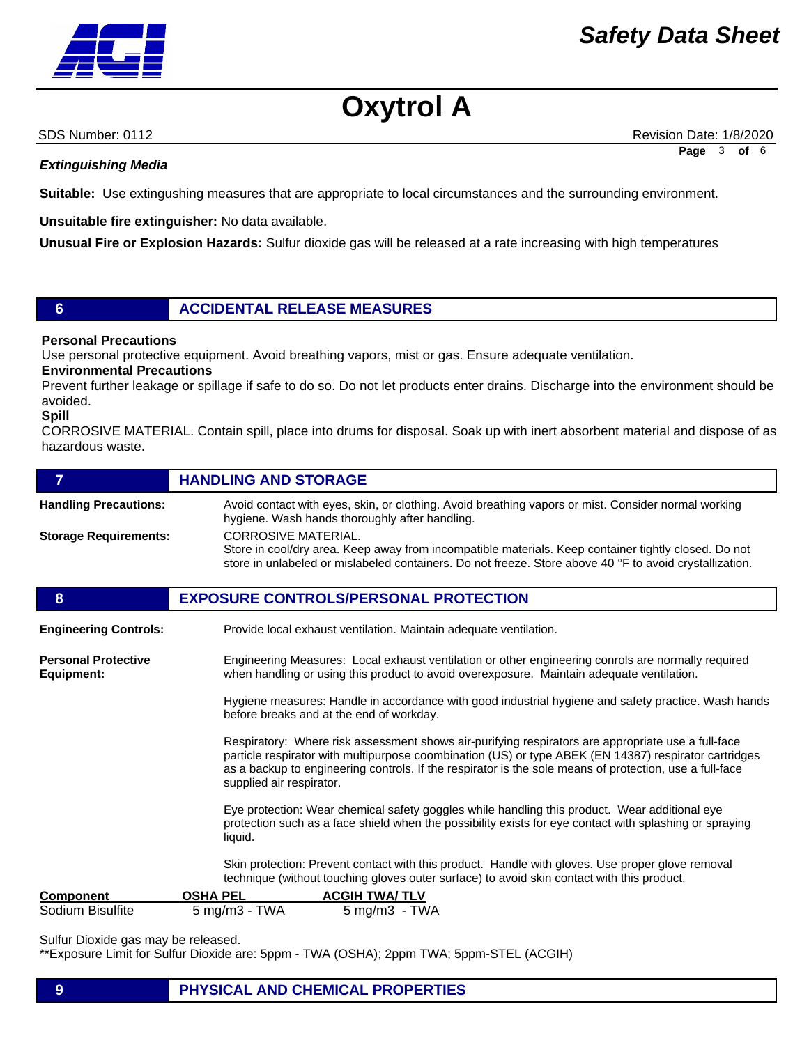### *Extinguishing Media*

**Suitable:** Use extingushing measures that are appropriate to local circumstances and the surrounding environment.

**Unsuitable fire extinguisher:** No data available.

**Unusual Fire or Explosion Hazards:** Sulfur dioxide gas will be released at a rate increasing with high temperatures

## 6 ACCIDENTAL RELEASE MEASURES

**Personal Precautions**

Use personal protective equipment. Avoid breathing vapors, mist or gas. Ensure adequate ventilation.

**Environmental Precautions**

Prevent further leakage or spillage if safe to do so. Do not let products enter drains. Discharge into the environment should be avoided.

**Spill**

CORROSIVE MATERIAL. Contain spill, place into drums for disposal. Soak up with inert absorbent material and dispose of as hazardous waste.

## 7 HANDLING AND STORAGE

**Handling Precautions:** Avoid contact with eyes, skin, or clothing. Avoid breathing vapors or mist. Consider normal working hygiene. Wash hands thoroughly after handling.

**Storage Requirements:** CORROSIVE MATERIAL.
Store in cool/dry area. Keep away from incompatible materials. Keep container tightly closed. Do not store in unlabeled or mislabeled containers. Do not freeze. Store above 40 °F to avoid crystallization.

## 8 EXPOSURE CONTROLS/PERSONAL PROTECTION

**Engineering Controls:** Provide local exhaust ventilation. Maintain adequate ventilation.

**Personal Protective Equipment:** Engineering Measures: Local exhaust ventilation or other engineering conrols are normally required when handling or using this product to avoid overexposure. Maintain adequate ventilation.

Hygiene measures: Handle in accordance with good industrial hygiene and safety practice. Wash hands before breaks and at the end of workday.

Respiratory: Where risk assessment shows air-purifying respirators are appropriate use a full-face particle respirator with multipurpose coombination (US) or type ABEK (EN 14387) respirator cartridges as a backup to engineering controls. If the respirator is the sole means of protection, use a full-face supplied air respirator.

Eye protection: Wear chemical safety goggles while handling this product. Wear additional eye protection such as a face shield when the possibility exists for eye contact with splashing or spraying liquid.

Skin protection: Prevent contact with this product. Handle with gloves. Use proper glove removal technique (without touching gloves outer surface) to avoid skin contact with this product.

| Component | OSHA PEL | ACGIH TWA/ TLV |
|---|---|---|
| Sodium Bisulfite | 5 mg/m3 - TWA | 5 mg/m3 - TWA |

Sulfur Dioxide gas may be released.
**Exposure Limit for Sulfur Dioxide are: 5ppm - TWA (OSHA); 2ppm TWA; 5ppm-STEL (ACGIH)

## 9 PHYSICAL AND CHEMICAL PROPERTIES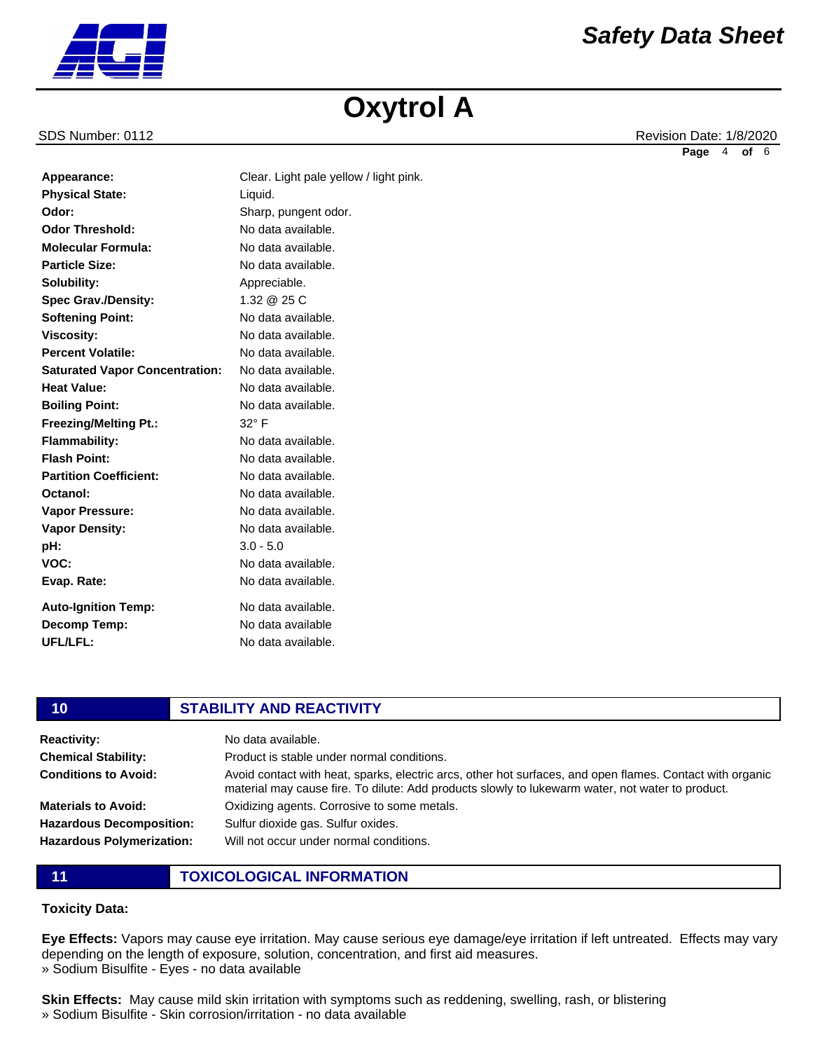| | |
|---|---|
| **Appearance:** | Clear. Light pale yellow / light pink. |
| **Physical State:** | Liquid. |
| **Odor:** | Sharp, pungent odor. |
| **Odor Threshold:** | No data available. |
| **Molecular Formula:** | No data available. |
| **Particle Size:** | No data available. |
| **Solubility:** | Appreciable. |
| **Spec Grav./Density:** | 1.32 @ 25 C |
| **Softening Point:** | No data available. |
| **Viscosity:** | No data available. |
| **Percent Volatile:** | No data available. |
| **Saturated Vapor Concentration:** | No data available. |
| **Heat Value:** | No data available. |
| **Boiling Point:** | No data available. |
| **Freezing/Melting Pt.:** | 32° F |
| **Flammability:** | No data available. |
| **Flash Point:** | No data available. |
| **Partition Coefficient:** | No data available. |
| **Octanol:** | No data available. |
| **Vapor Pressure:** | No data available. |
| **Vapor Density:** | No data available. |
| **pH:** | 3.0 - 5.0 |
| **VOC:** | No data available. |
| **Evap. Rate:** | No data available. |
| **Auto-Ignition Temp:** | No data available. |
| **Decomp Temp:** | No data available |
| **UFL/LFL:** | No data available. |

## 10 STABILITY AND REACTIVITY

| | |
|---|---|
| **Reactivity:** | No data available. |
| **Chemical Stability:** | Product is stable under normal conditions. |
| **Conditions to Avoid:** | Avoid contact with heat, sparks, electric arcs, other hot surfaces, and open flames. Contact with organic material may cause fire. To dilute: Add products slowly to lukewarm water, not water to product. |
| **Materials to Avoid:** | Oxidizing agents. Corrosive to some metals. |
| **Hazardous Decomposition:** | Sulfur dioxide gas. Sulfur oxides. |
| **Hazardous Polymerization:** | Will not occur under normal conditions. |

## 11 TOXICOLOGICAL INFORMATION

**Toxicity Data:**

**Eye Effects:** Vapors may cause eye irritation. May cause serious eye damage/eye irritation if left untreated. Effects may vary depending on the length of exposure, solution, concentration, and first aid measures.
» Sodium Bisulfite - Eyes - no data available

**Skin Effects:** May cause mild skin irritation with symptoms such as reddening, swelling, rash, or blistering
» Sodium Bisulfite - Skin corrosion/irritation - no data available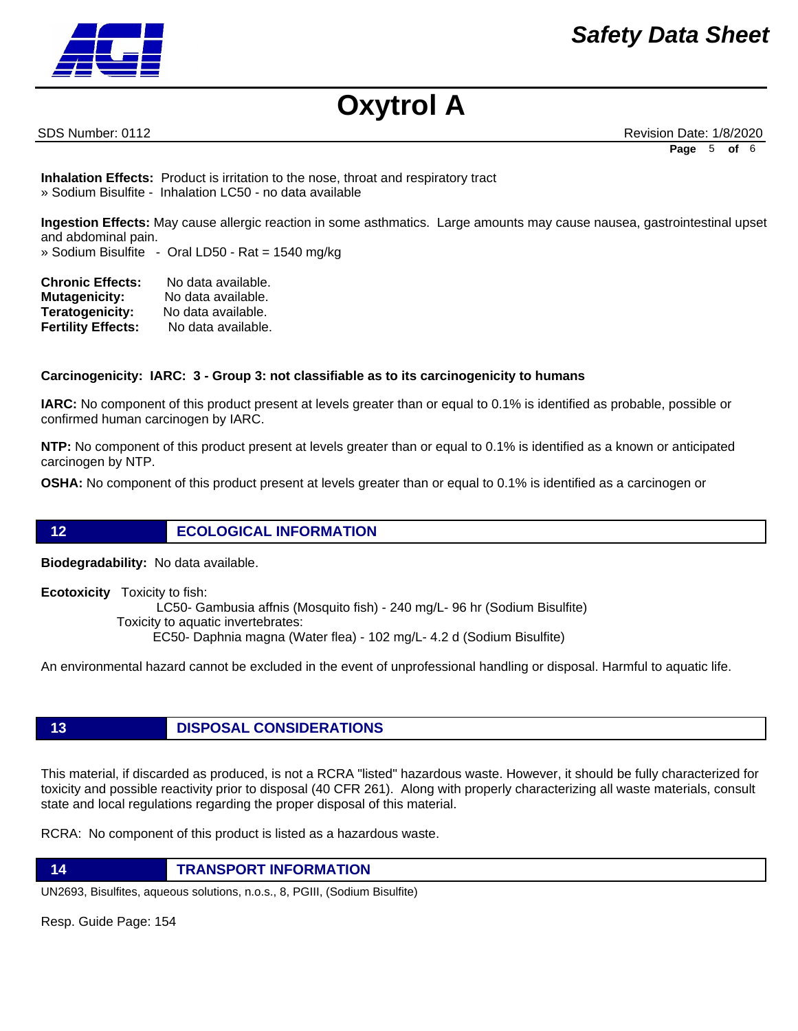**Inhalation Effects:** Product is irritation to the nose, throat and respiratory tract
» Sodium Bisulfite - Inhalation LC50 - no data available

**Ingestion Effects:** May cause allergic reaction in some asthmatics. Large amounts may cause nausea, gastrointestinal upset and abdominal pain.
» Sodium Bisulfite - Oral LD50 - Rat = 1540 mg/kg

**Chronic Effects:** No data available.
**Mutagenicity:** No data available.
**Teratogenicity:** No data available.
**Fertility Effects:** No data available.

**Carcinogenicity: IARC: 3 - Group 3: not classifiable as to its carcinogenicity to humans**

**IARC:** No component of this product present at levels greater than or equal to 0.1% is identified as probable, possible or confirmed human carcinogen by IARC.

**NTP:** No component of this product present at levels greater than or equal to 0.1% is identified as a known or anticipated carcinogen by NTP.

**OSHA:** No component of this product present at levels greater than or equal to 0.1% is identified as a carcinogen or

## 12 ECOLOGICAL INFORMATION

**Biodegradability:** No data available.

**Ecotoxicity** Toxicity to fish:
LC50- Gambusia affnis (Mosquito fish) - 240 mg/L- 96 hr (Sodium Bisulfite)
Toxicity to aquatic invertebrates:
EC50- Daphnia magna (Water flea) - 102 mg/L- 4.2 d (Sodium Bisulfite)

An environmental hazard cannot be excluded in the event of unprofessional handling or disposal. Harmful to aquatic life.

## 13 DISPOSAL CONSIDERATIONS

This material, if discarded as produced, is not a RCRA "listed" hazardous waste. However, it should be fully characterized for toxicity and possible reactivity prior to disposal (40 CFR 261). Along with properly characterizing all waste materials, consult state and local regulations regarding the proper disposal of this material.

RCRA: No component of this product is listed as a hazardous waste.

## 14 TRANSPORT INFORMATION

UN2693, Bisulfites, aqueous solutions, n.o.s., 8, PGIII, (Sodium Bisulfite)

Resp. Guide Page: 154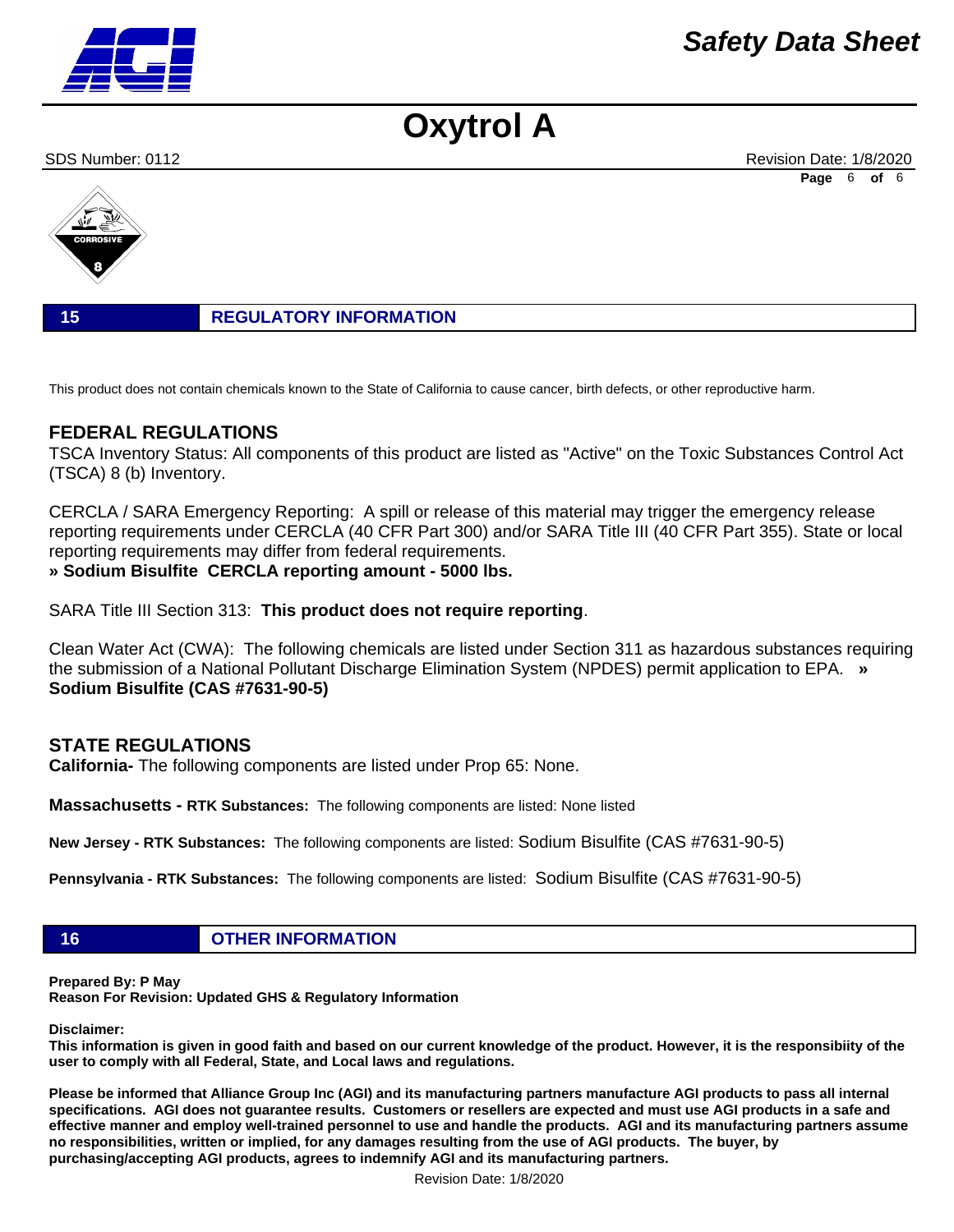# Oxytrol A

SDS Number: 0112 Revision Date: 1/8/2020

## 15 REGULATORY INFORMATION

This product does not contain chemicals known to the State of California to cause cancer, birth defects, or other reproductive harm.

### FEDERAL REGULATIONS

TSCA Inventory Status: All components of this product are listed as "Active" on the Toxic Substances Control Act (TSCA) 8 (b) Inventory.

CERCLA / SARA Emergency Reporting: A spill or release of this material may trigger the emergency release reporting requirements under CERCLA (40 CFR Part 300) and/or SARA Title III (40 CFR Part 355). State or local reporting requirements may differ from federal requirements.
**» Sodium Bisulfite CERCLA reporting amount - 5000 lbs.**

SARA Title III Section 313: **This product does not require reporting**.

Clean Water Act (CWA): The following chemicals are listed under Section 311 as hazardous substances requiring the submission of a National Pollutant Discharge Elimination System (NPDES) permit application to EPA. **» Sodium Bisulfite (CAS #7631-90-5)**

### STATE REGULATIONS

**California-** The following components are listed under Prop 65: None.

**Massachusetts - RTK Substances:** The following components are listed: None listed

**New Jersey - RTK Substances:** The following components are listed: Sodium Bisulfite (CAS #7631-90-5)

**Pennsylvania - RTK Substances:** The following components are listed: Sodium Bisulfite (CAS #7631-90-5)

## 16 OTHER INFORMATION

**Prepared By: P May**
**Reason For Revision: Updated GHS & Regulatory Information**

**Disclaimer:**
**This information is given in good faith and based on our current knowledge of the product. However, it is the responsibiity of the user to comply with all Federal, State, and Local laws and regulations.**

**Please be informed that Alliance Group Inc (AGI) and its manufacturing partners manufacture AGI products to pass all internal specifications. AGI does not guarantee results. Customers or resellers are expected and must use AGI products in a safe and effective manner and employ well-trained personnel to use and handle the products. AGI and its manufacturing partners assume no responsibilities, written or implied, for any damages resulting from the use of AGI products. The buyer, by purchasing/accepting AGI products, agrees to indemnify AGI and its manufacturing partners.**

Revision Date: 1/8/2020